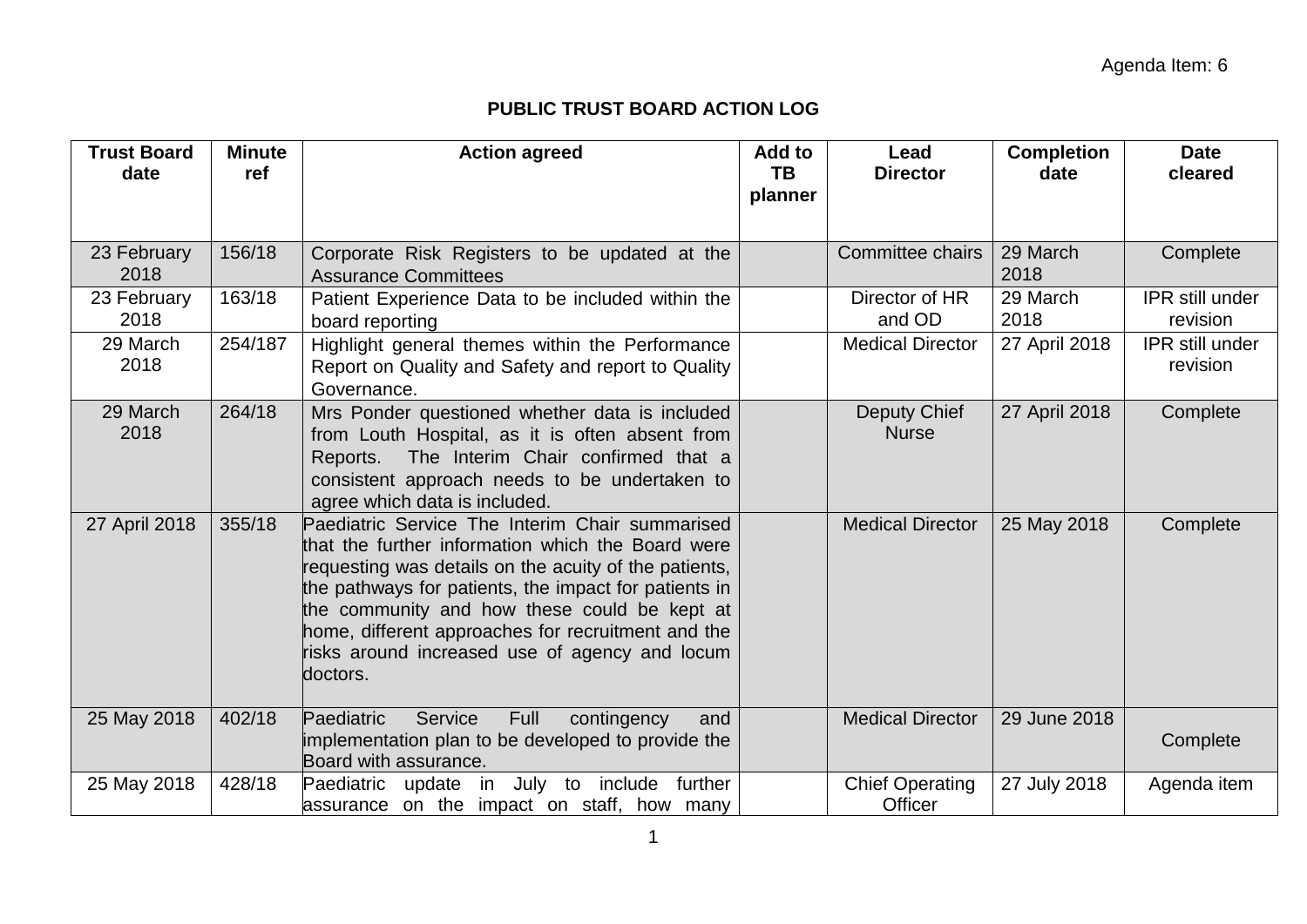Agenda Item: 6

# PUBLIC TRUST BOARD ACTION LOG

| Trust Board date | Minute ref | Action agreed | Add to TB planner | Lead Director | Completion date | Date cleared |
|---|---|---|---|---|---|---|
| 23 February 2018 | 156/18 | Corporate Risk Registers to be updated at the Assurance Committees | | Committee chairs | 29 March 2018 | Complete |
| 23 February 2018 | 163/18 | Patient Experience Data to be included within the board reporting | | Director of HR and OD | 29 March 2018 | IPR still under revision |
| 29 March 2018 | 254/187 | Highlight general themes within the Performance Report on Quality and Safety and report to Quality Governance. | | Medical Director | 27 April 2018 | IPR still under revision |
| 29 March 2018 | 264/18 | Mrs Ponder questioned whether data is included from Louth Hospital, as it is often absent from Reports. The Interim Chair confirmed that a consistent approach needs to be undertaken to agree which data is included. | | Deputy Chief Nurse | 27 April 2018 | Complete |
| 27 April 2018 | 355/18 | Paediatric Service The Interim Chair summarised that the further information which the Board were requesting was details on the acuity of the patients, the pathways for patients, the impact for patients in the community and how these could be kept at home, different approaches for recruitment and the risks around increased use of agency and locum doctors. | | Medical Director | 25 May 2018 | Complete |
| 25 May 2018 | 402/18 | Paediatric Service Full contingency and implementation plan to be developed to provide the Board with assurance. | | Medical Director | 29 June 2018 | Complete |
| 25 May 2018 | 428/18 | Paediatric update in July to include further assurance on the impact on staff, how many | | Chief Operating Officer | 27 July 2018 | Agenda item |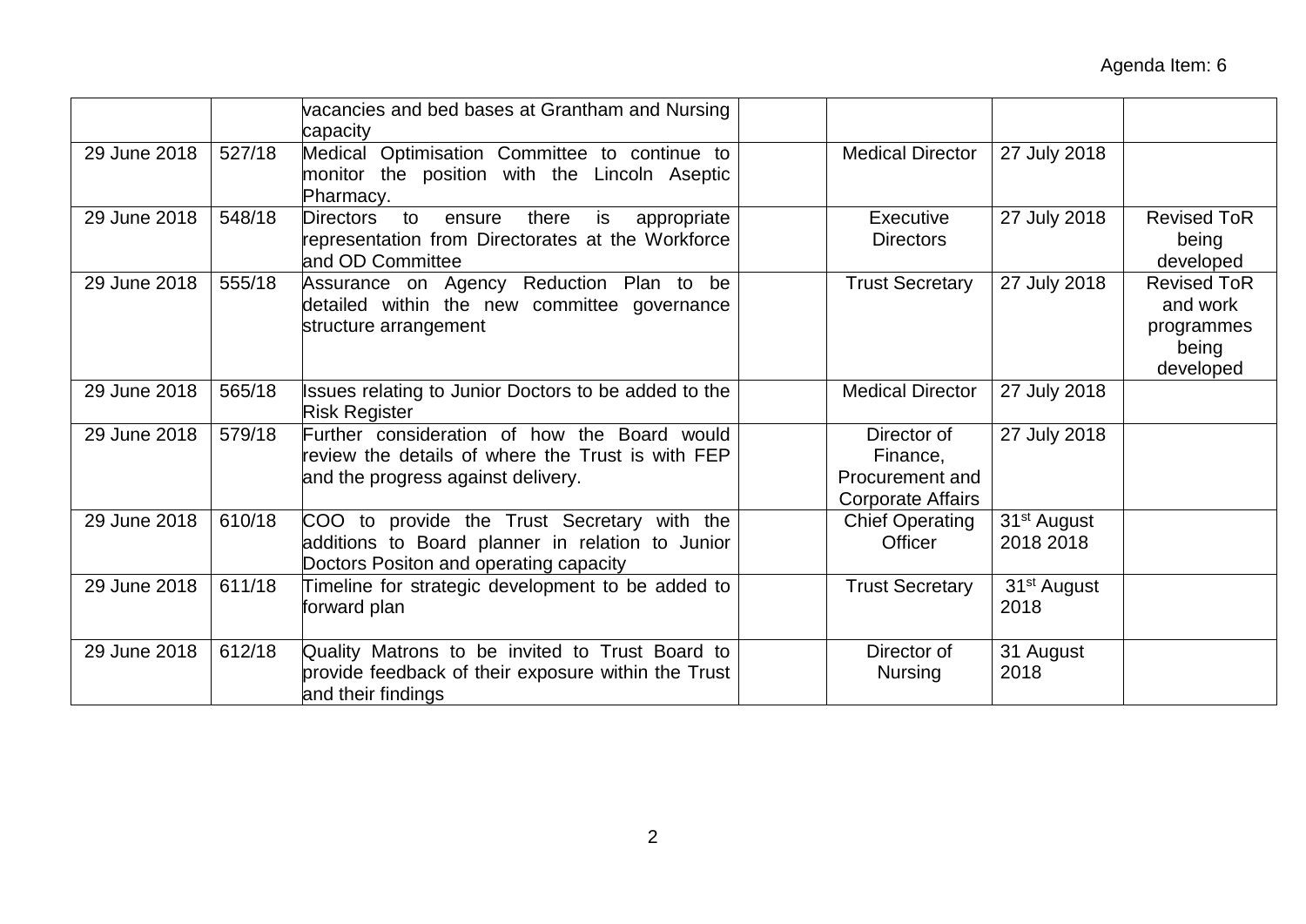|  |  |  |  |  |  |  |
|---|---|---|---|---|---|---|
|  |  | vacancies and bed bases at Grantham and Nursing capacity |  |  |  |  |
| 29 June 2018 | 527/18 | Medical Optimisation Committee to continue to monitor the position with the Lincoln Aseptic Pharmacy. |  | Medical Director | 27 July 2018 |  |
| 29 June 2018 | 548/18 | Directors to ensure there is appropriate representation from Directorates at the Workforce and OD Committee |  | Executive Directors | 27 July 2018 | Revised ToR being developed |
| 29 June 2018 | 555/18 | Assurance on Agency Reduction Plan to be detailed within the new committee governance structure arrangement |  | Trust Secretary | 27 July 2018 | Revised ToR and work programmes being developed |
| 29 June 2018 | 565/18 | Issues relating to Junior Doctors to be added to the Risk Register |  | Medical Director | 27 July 2018 |  |
| 29 June 2018 | 579/18 | Further consideration of how the Board would review the details of where the Trust is with FEP and the progress against delivery. |  | Director of Finance, Procurement and Corporate Affairs | 27 July 2018 |  |
| 29 June 2018 | 610/18 | COO to provide the Trust Secretary with the additions to Board planner in relation to Junior Doctors Positon and operating capacity |  | Chief Operating Officer | 31st August 2018 2018 |  |
| 29 June 2018 | 611/18 | Timeline for strategic development to be added to forward plan |  | Trust Secretary | 31st August 2018 |  |
| 29 June 2018 | 612/18 | Quality Matrons to be invited to Trust Board to provide feedback of their exposure within the Trust and their findings |  | Director of Nursing | 31 August 2018 |  |